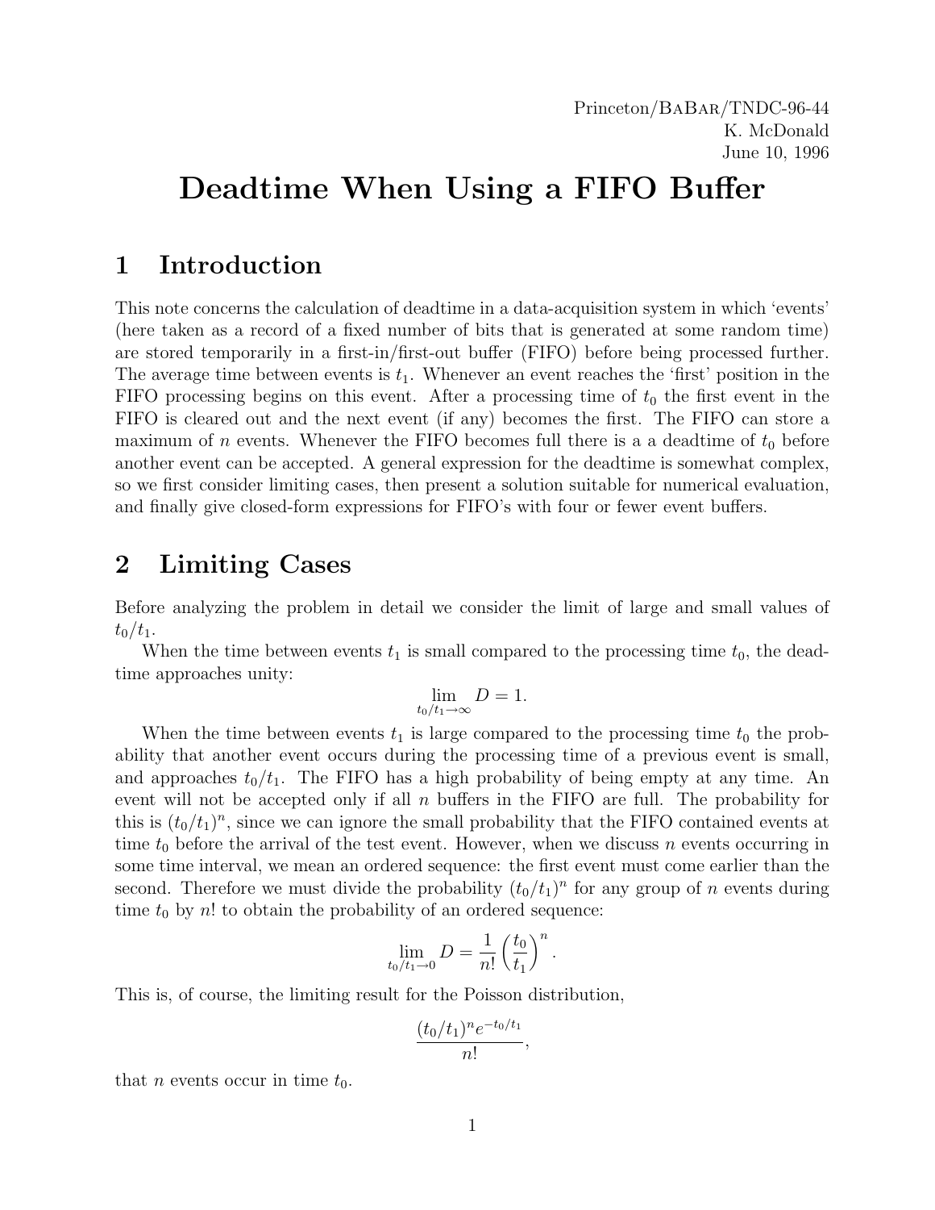Princeton/BaBar/TNDC-96-44
K. McDonald
June 10, 1996

# Deadtime When Using a FIFO Buffer

## 1 Introduction

This note concerns the calculation of deadtime in a data-acquisition system in which 'events' (here taken as a record of a fixed number of bits that is generated at some random time) are stored temporarily in a first-in/first-out buffer (FIFO) before being processed further. The average time between events is $t_1$. Whenever an event reaches the 'first' position in the FIFO processing begins on this event. After a processing time of $t_0$ the first event in the FIFO is cleared out and the next event (if any) becomes the first. The FIFO can store a maximum of $n$ events. Whenever the FIFO becomes full there is a a deadtime of $t_0$ before another event can be accepted. A general expression for the deadtime is somewhat complex, so we first consider limiting cases, then present a solution suitable for numerical evaluation, and finally give closed-form expressions for FIFO's with four or fewer event buffers.

## 2 Limiting Cases

Before analyzing the problem in detail we consider the limit of large and small values of $t_0/t_1$.

When the time between events $t_1$ is small compared to the processing time $t_0$, the deadtime approaches unity:

$$\lim_{t_0/t_1 \to \infty} D = 1.$$

When the time between events $t_1$ is large compared to the processing time $t_0$ the probability that another event occurs during the processing time of a previous event is small, and approaches $t_0/t_1$. The FIFO has a high probability of being empty at any time. An event will not be accepted only if all $n$ buffers in the FIFO are full. The probability for this is $(t_0/t_1)^n$, since we can ignore the small probability that the FIFO contained events at time $t_0$ before the arrival of the test event. However, when we discuss $n$ events occurring in some time interval, we mean an ordered sequence: the first event must come earlier than the second. Therefore we must divide the probability $(t_0/t_1)^n$ for any group of $n$ events during time $t_0$ by $n!$ to obtain the probability of an ordered sequence:

$$\lim_{t_0/t_1 \to 0} D = \frac{1}{n!}\left(\frac{t_0}{t_1}\right)^n.$$

This is, of course, the limiting result for the Poisson distribution,

$$\frac{(t_0/t_1)^n e^{-t_0/t_1}}{n!},$$

that $n$ events occur in time $t_0$.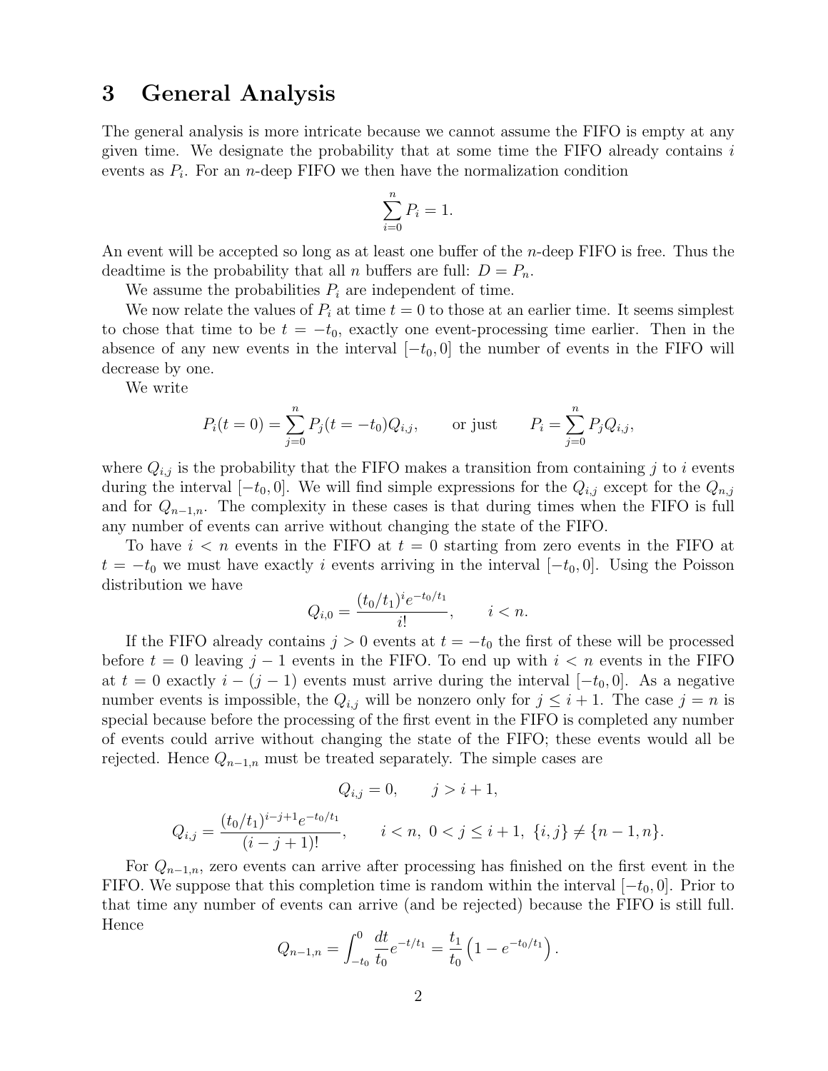# 3 General Analysis

The general analysis is more intricate because we cannot assume the FIFO is empty at any given time. We designate the probability that at some time the FIFO already contains $i$ events as $P_i$. For an $n$-deep FIFO we then have the normalization condition

$$\sum_{i=0}^{n} P_i = 1.$$

An event will be accepted so long as at least one buffer of the $n$-deep FIFO is free. Thus the deadtime is the probability that all $n$ buffers are full: $D = P_n$.

We assume the probabilities $P_i$ are independent of time.

We now relate the values of $P_i$ at time $t = 0$ to those at an earlier time. It seems simplest to chose that time to be $t = -t_0$, exactly one event-processing time earlier. Then in the absence of any new events in the interval $[-t_0, 0]$ the number of events in the FIFO will decrease by one.

We write

$$P_i(t = 0) = \sum_{j=0}^{n} P_j(t = -t_0) Q_{i,j}, \qquad \text{or just} \qquad P_i = \sum_{j=0}^{n} P_j Q_{i,j},$$

where $Q_{i,j}$ is the probability that the FIFO makes a transition from containing $j$ to $i$ events during the interval $[-t_0, 0]$. We will find simple expressions for the $Q_{i,j}$ except for the $Q_{n,j}$ and for $Q_{n-1,n}$. The complexity in these cases is that during times when the FIFO is full any number of events can arrive without changing the state of the FIFO.

To have $i < n$ events in the FIFO at $t = 0$ starting from zero events in the FIFO at $t = -t_0$ we must have exactly $i$ events arriving in the interval $[-t_0, 0]$. Using the Poisson distribution we have

$$Q_{i,0} = \frac{(t_0/t_1)^i e^{-t_0/t_1}}{i!}, \qquad i < n.$$

If the FIFO already contains $j > 0$ events at $t = -t_0$ the first of these will be processed before $t = 0$ leaving $j - 1$ events in the FIFO. To end up with $i < n$ events in the FIFO at $t = 0$ exactly $i - (j - 1)$ events must arrive during the interval $[-t_0, 0]$. As a negative number events is impossible, the $Q_{i,j}$ will be nonzero only for $j \leq i + 1$. The case $j = n$ is special because before the processing of the first event in the FIFO is completed any number of events could arrive without changing the state of the FIFO; these events would all be rejected. Hence $Q_{n-1,n}$ must be treated separately. The simple cases are

$$Q_{i,j} = 0, \qquad j > i + 1,$$

$$Q_{i,j} = \frac{(t_0/t_1)^{i-j+1} e^{-t_0/t_1}}{(i - j + 1)!}, \qquad i < n,\ 0 < j \leq i + 1,\ \{i, j\} \neq \{n - 1, n\}.$$

For $Q_{n-1,n}$, zero events can arrive after processing has finished on the first event in the FIFO. We suppose that this completion time is random within the interval $[-t_0, 0]$. Prior to that time any number of events can arrive (and be rejected) because the FIFO is still full. Hence

$$Q_{n-1,n} = \int_{-t_0}^{0} \frac{dt}{t_0} e^{-t/t_1} = \frac{t_1}{t_0}\left(1 - e^{-t_0/t_1}\right).$$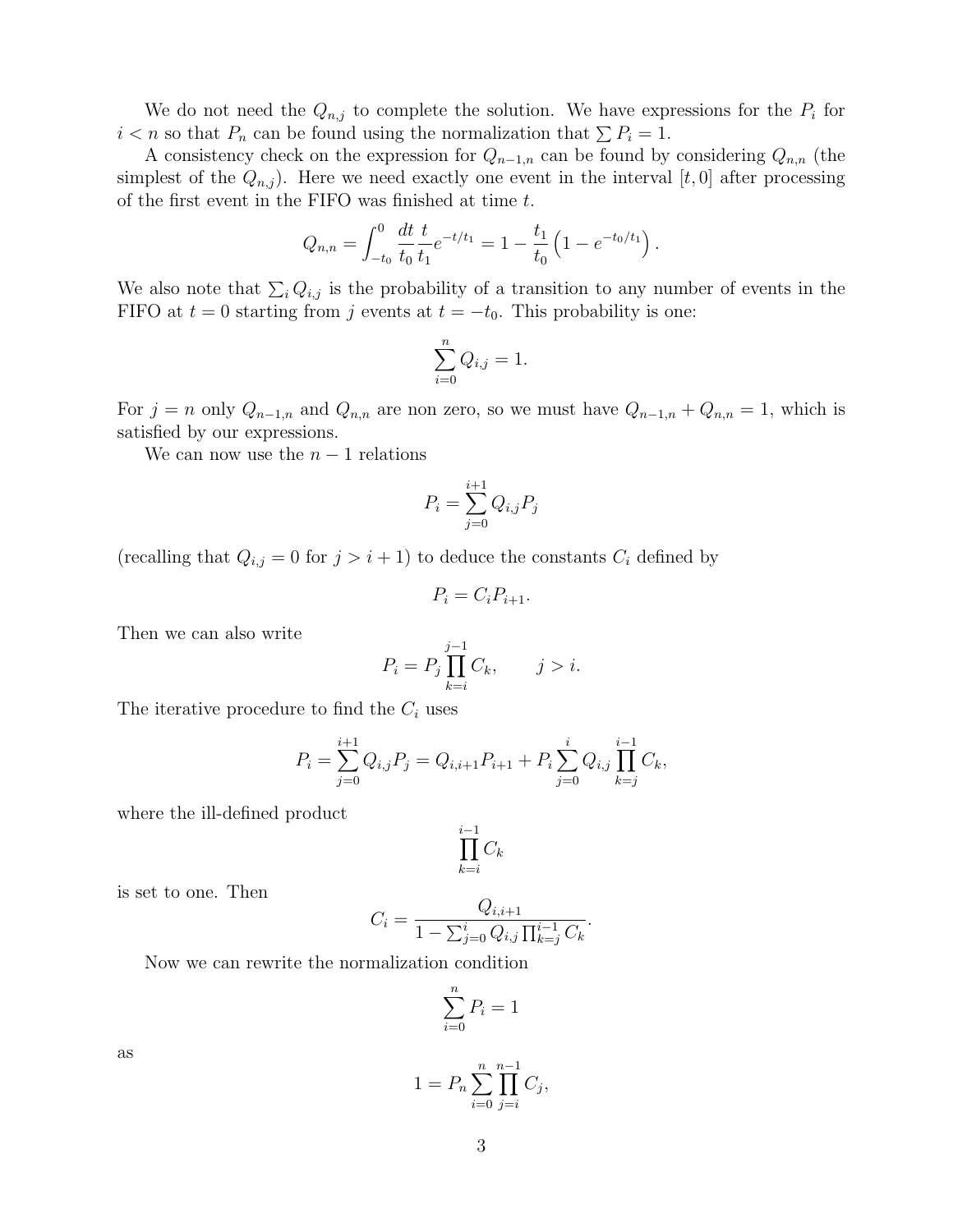We do not need the $Q_{n,j}$ to complete the solution. We have expressions for the $P_i$ for $i < n$ so that $P_n$ can be found using the normalization that $\sum P_i = 1$.

A consistency check on the expression for $Q_{n-1,n}$ can be found by considering $Q_{n,n}$ (the simplest of the $Q_{n,j}$). Here we need exactly one event in the interval $[t, 0]$ after processing of the first event in the FIFO was finished at time $t$.

$$Q_{n,n} = \int_{-t_0}^{0} \frac{dt}{t_0} \frac{t}{t_1} e^{-t/t_1} = 1 - \frac{t_1}{t_0}\left(1 - e^{-t_0/t_1}\right).$$

We also note that $\sum_i Q_{i,j}$ is the probability of a transition to any number of events in the FIFO at $t = 0$ starting from $j$ events at $t = -t_0$. This probability is one:

$$\sum_{i=0}^{n} Q_{i,j} = 1.$$

For $j = n$ only $Q_{n-1,n}$ and $Q_{n,n}$ are non zero, so we must have $Q_{n-1,n} + Q_{n,n} = 1$, which is satisfied by our expressions.

We can now use the $n - 1$ relations

$$P_i = \sum_{j=0}^{i+1} Q_{i,j} P_j$$

(recalling that $Q_{i,j} = 0$ for $j > i + 1$) to deduce the constants $C_i$ defined by

$$P_i = C_i P_{i+1}.$$

Then we can also write

$$P_i = P_j \prod_{k=i}^{j-1} C_k, \qquad j > i.$$

The iterative procedure to find the $C_i$ uses

$$P_i = \sum_{j=0}^{i+1} Q_{i,j} P_j = Q_{i,i+1} P_{i+1} + P_i \sum_{j=0}^{i} Q_{i,j} \prod_{k=j}^{i-1} C_k,$$

where the ill-defined product

$$\prod_{k=i}^{i-1} C_k$$

is set to one. Then

$$C_i = \frac{Q_{i,i+1}}{1 - \sum_{j=0}^{i} Q_{i,j} \prod_{k=j}^{i-1} C_k}.$$

Now we can rewrite the normalization condition

$$\sum_{i=0}^{n} P_i = 1$$

as

$$1 = P_n \sum_{i=0}^{n} \prod_{j=i}^{n-1} C_j,$$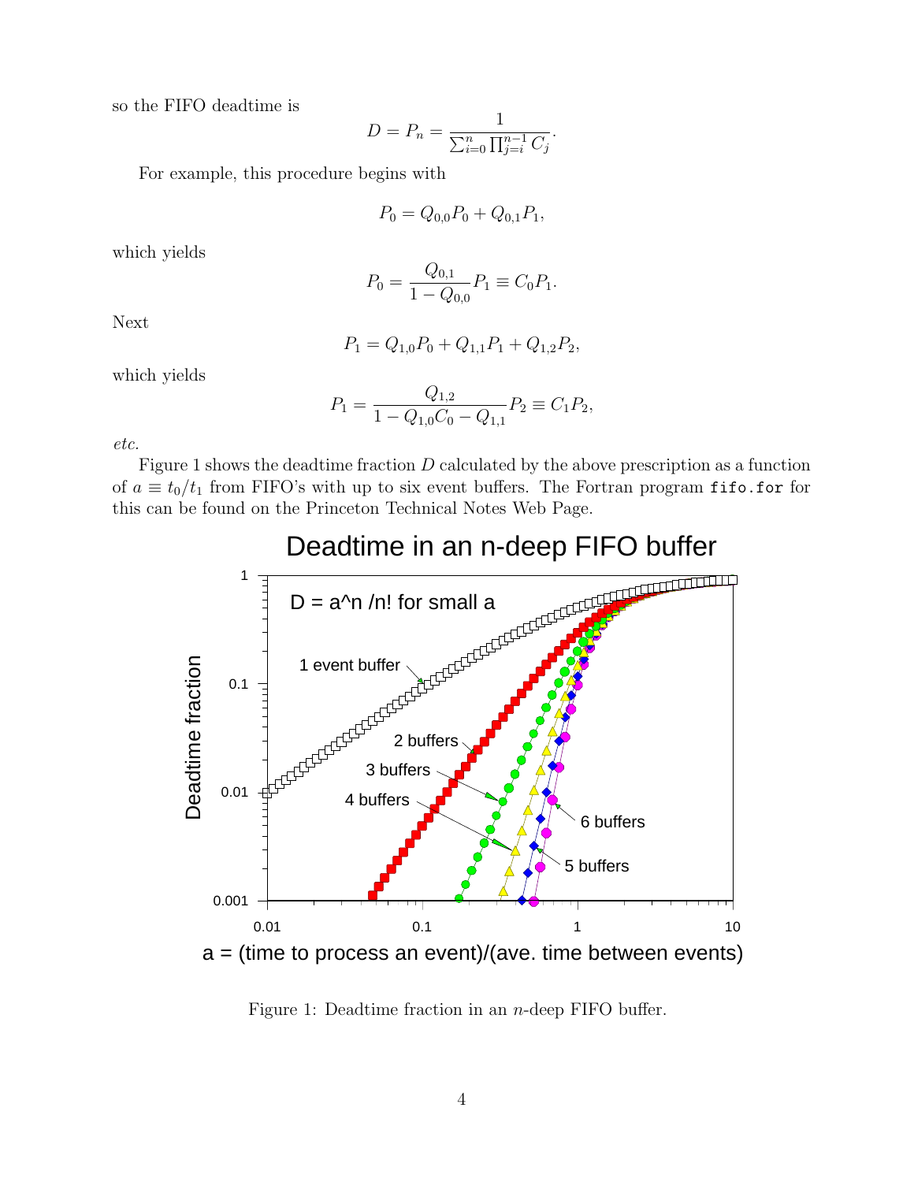so the FIFO deadtime is

$$D = P_n = \frac{1}{\sum_{i=0}^{n} \prod_{j=i}^{n-1} C_j}.$$

For example, this procedure begins with

$$P_0 = Q_{0,0} P_0 + Q_{0,1} P_1,$$

which yields

$$P_0 = \frac{Q_{0,1}}{1 - Q_{0,0}} P_1 \equiv C_0 P_1.$$

Next

$$P_1 = Q_{1,0} P_0 + Q_{1,1} P_1 + Q_{1,2} P_2,$$

which yields

$$P_1 = \frac{Q_{1,2}}{1 - Q_{1,0} C_0 - Q_{1,1}} P_2 \equiv C_1 P_2,$$

*etc.*

Figure 1 shows the deadtime fraction $D$ calculated by the above prescription as a function of $a \equiv t_0/t_1$ from FIFO's with up to six event buffers. The Fortran program `fifo.for` for this can be found on the Princeton Technical Notes Web Page.

Figure 1: Deadtime fraction in an $n$-deep FIFO buffer.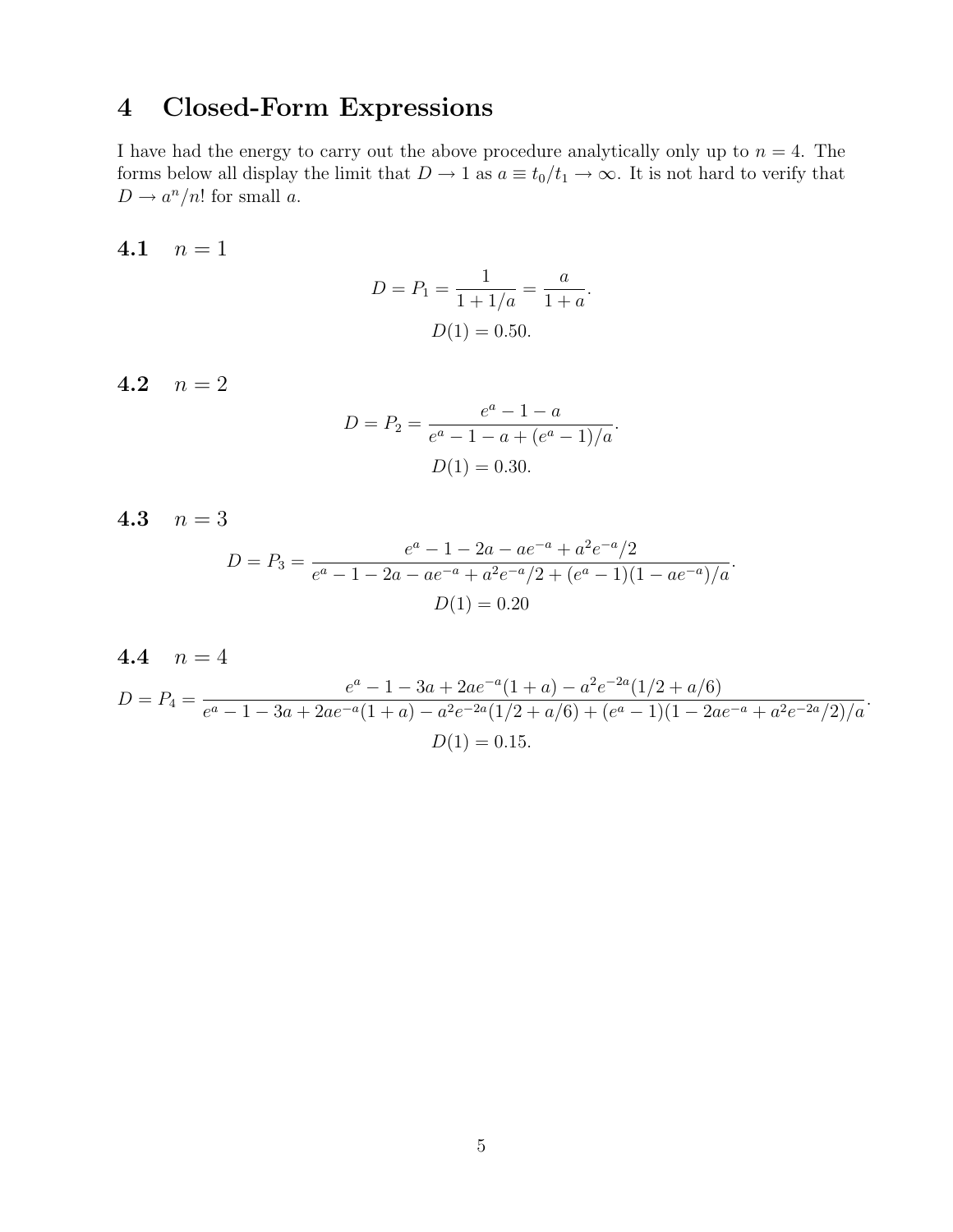# 4 Closed-Form Expressions

I have had the energy to carry out the above procedure analytically only up to $n = 4$. The forms below all display the limit that $D \to 1$ as $a \equiv t_0/t_1 \to \infty$. It is not hard to verify that $D \to a^n/n!$ for small $a$.

## 4.1 $n = 1$

$$D = P_1 = \frac{1}{1 + 1/a} = \frac{a}{1+a}.$$

$$D(1) = 0.50.$$

## 4.2 $n = 2$

$$D = P_2 = \frac{e^a - 1 - a}{e^a - 1 - a + (e^a - 1)/a}.$$

$$D(1) = 0.30.$$

## 4.3 $n = 3$

$$D = P_3 = \frac{e^a - 1 - 2a - ae^{-a} + a^2 e^{-a}/2}{e^a - 1 - 2a - ae^{-a} + a^2 e^{-a}/2 + (e^a - 1)(1 - ae^{-a})/a}.$$

$$D(1) = 0.20$$

## 4.4 $n = 4$

$$D = P_4 = \frac{e^a - 1 - 3a + 2ae^{-a}(1+a) - a^2 e^{-2a}(1/2 + a/6)}{e^a - 1 - 3a + 2ae^{-a}(1+a) - a^2 e^{-2a}(1/2 + a/6) + (e^a - 1)(1 - 2ae^{-a} + a^2 e^{-2a}/2)/a}.$$

$$D(1) = 0.15.$$